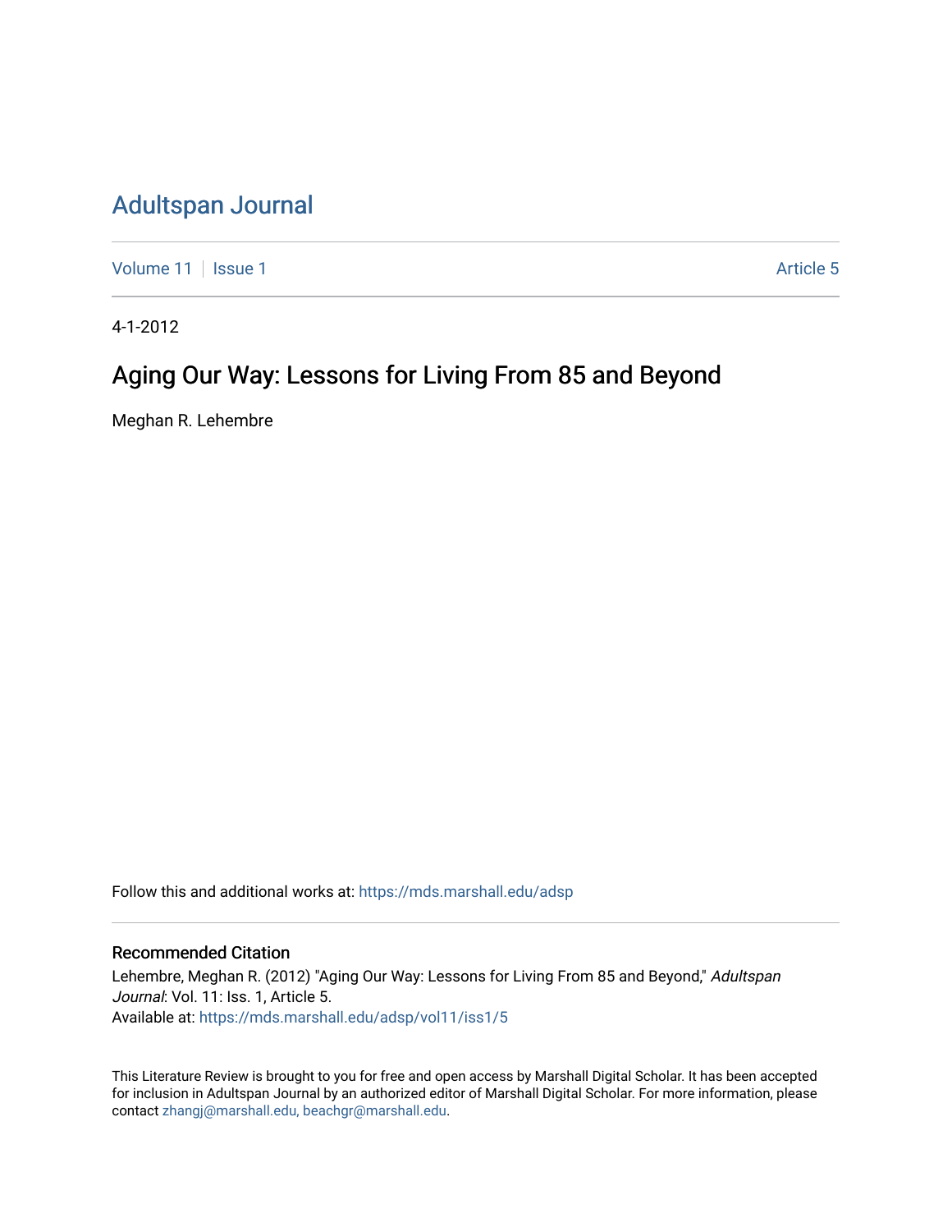# Adultspan Journal

Volume 11 | Issue 1 | Article 5

4-1-2012

## Aging Our Way: Lessons for Living From 85 and Beyond

Meghan R. Lehembre

Follow this and additional works at: https://mds.marshall.edu/adsp

### Recommended Citation

Lehembre, Meghan R. (2012) "Aging Our Way: Lessons for Living From 85 and Beyond," *Adultspan Journal*: Vol. 11: Iss. 1, Article 5.
Available at: https://mds.marshall.edu/adsp/vol11/iss1/5

This Literature Review is brought to you for free and open access by Marshall Digital Scholar. It has been accepted for inclusion in Adultspan Journal by an authorized editor of Marshall Digital Scholar. For more information, please contact zhangj@marshall.edu, beachgr@marshall.edu.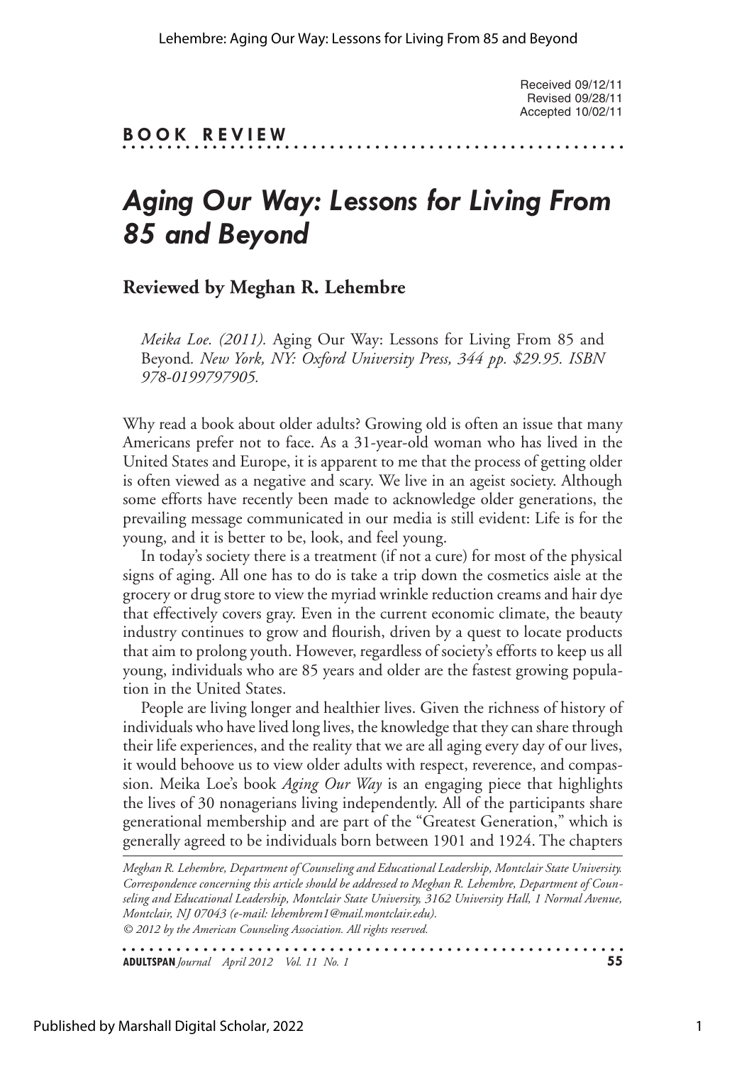Received 09/12/11
Revised 09/28/11
Accepted 10/02/11

**BOOK REVIEW**

# *Aging Our Way: Lessons for Living From 85 and Beyond*

## Reviewed by Meghan R. Lehembre

*Meika Loe. (2011).* Aging Our Way: Lessons for Living From 85 and Beyond*. New York, NY: Oxford University Press, 344 pp. $29.95. ISBN 978-0199797905.*

Why read a book about older adults? Growing old is often an issue that many Americans prefer not to face. As a 31-year-old woman who has lived in the United States and Europe, it is apparent to me that the process of getting older is often viewed as a negative and scary. We live in an ageist society. Although some efforts have recently been made to acknowledge older generations, the prevailing message communicated in our media is still evident: Life is for the young, and it is better to be, look, and feel young.

In today's society there is a treatment (if not a cure) for most of the physical signs of aging. All one has to do is take a trip down the cosmetics aisle at the grocery or drug store to view the myriad wrinkle reduction creams and hair dye that effectively covers gray. Even in the current economic climate, the beauty industry continues to grow and flourish, driven by a quest to locate products that aim to prolong youth. However, regardless of society's efforts to keep us all young, individuals who are 85 years and older are the fastest growing population in the United States.

People are living longer and healthier lives. Given the richness of history of individuals who have lived long lives, the knowledge that they can share through their life experiences, and the reality that we are all aging every day of our lives, it would behoove us to view older adults with respect, reverence, and compassion. Meika Loe's book *Aging Our Way* is an engaging piece that highlights the lives of 30 nonagerians living independently. All of the participants share generational membership and are part of the "Greatest Generation," which is generally agreed to be individuals born between 1901 and 1924. The chapters

*Meghan R. Lehembre, Department of Counseling and Educational Leadership, Montclair State University. Correspondence concerning this article should be addressed to Meghan R. Lehembre, Department of Counseling and Educational Leadership, Montclair State University, 3162 University Hall, 1 Normal Avenue, Montclair, NJ 07043 (e-mail: lehembrem1@mail.montclair.edu).*
*© 2012 by the American Counseling Association. All rights reserved.*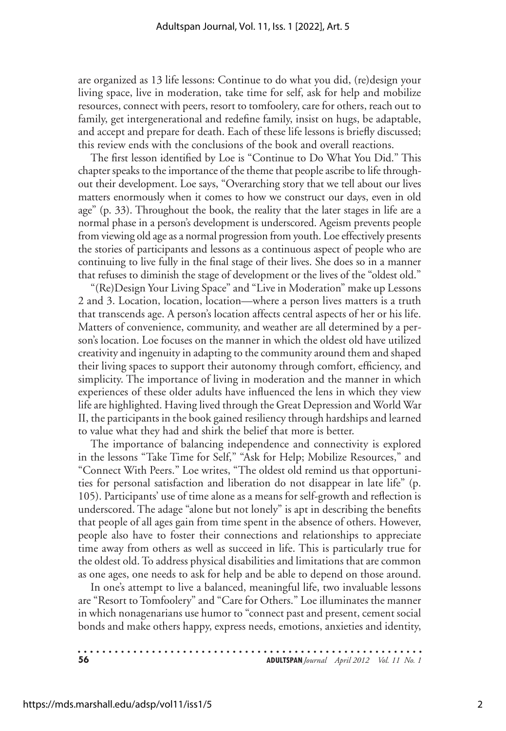are organized as 13 life lessons: Continue to do what you did, (re)design your living space, live in moderation, take time for self, ask for help and mobilize resources, connect with peers, resort to tomfoolery, care for others, reach out to family, get intergenerational and redefine family, insist on hugs, be adaptable, and accept and prepare for death. Each of these life lessons is briefly discussed; this review ends with the conclusions of the book and overall reactions.

The first lesson identified by Loe is "Continue to Do What You Did." This chapter speaks to the importance of the theme that people ascribe to life throughout their development. Loe says, "Overarching story that we tell about our lives matters enormously when it comes to how we construct our days, even in old age" (p. 33). Throughout the book, the reality that the later stages in life are a normal phase in a person's development is underscored. Ageism prevents people from viewing old age as a normal progression from youth. Loe effectively presents the stories of participants and lessons as a continuous aspect of people who are continuing to live fully in the final stage of their lives. She does so in a manner that refuses to diminish the stage of development or the lives of the "oldest old."

"(Re)Design Your Living Space" and "Live in Moderation" make up Lessons 2 and 3. Location, location, location—where a person lives matters is a truth that transcends age. A person's location affects central aspects of her or his life. Matters of convenience, community, and weather are all determined by a person's location. Loe focuses on the manner in which the oldest old have utilized creativity and ingenuity in adapting to the community around them and shaped their living spaces to support their autonomy through comfort, efficiency, and simplicity. The importance of living in moderation and the manner in which experiences of these older adults have influenced the lens in which they view life are highlighted. Having lived through the Great Depression and World War II, the participants in the book gained resiliency through hardships and learned to value what they had and shirk the belief that more is better.

The importance of balancing independence and connectivity is explored in the lessons "Take Time for Self," "Ask for Help; Mobilize Resources," and "Connect With Peers." Loe writes, "The oldest old remind us that opportunities for personal satisfaction and liberation do not disappear in late life" (p. 105). Participants' use of time alone as a means for self-growth and reflection is underscored. The adage "alone but not lonely" is apt in describing the benefits that people of all ages gain from time spent in the absence of others. However, people also have to foster their connections and relationships to appreciate time away from others as well as succeed in life. This is particularly true for the oldest old. To address physical disabilities and limitations that are common as one ages, one needs to ask for help and be able to depend on those around.

In one's attempt to live a balanced, meaningful life, two invaluable lessons are "Resort to Tomfoolery" and "Care for Others." Loe illuminates the manner in which nonagenarians use humor to "connect past and present, cement social bonds and make others happy, express needs, emotions, anxieties and identity,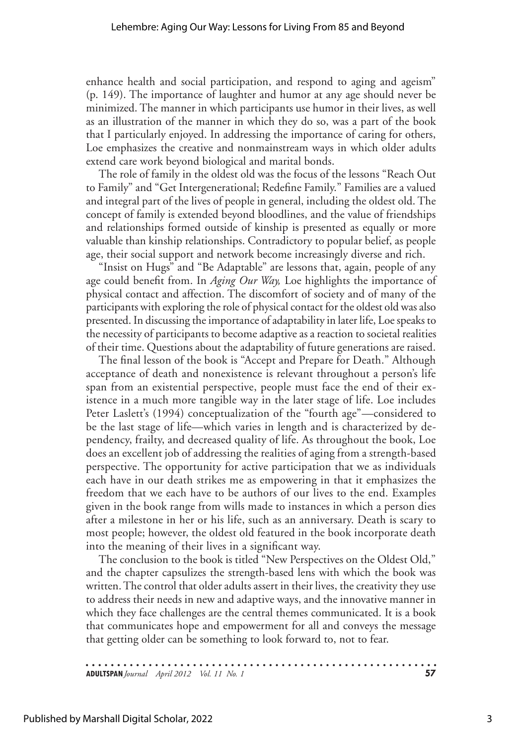enhance health and social participation, and respond to aging and ageism" (p. 149). The importance of laughter and humor at any age should never be minimized. The manner in which participants use humor in their lives, as well as an illustration of the manner in which they do so, was a part of the book that I particularly enjoyed. In addressing the importance of caring for others, Loe emphasizes the creative and nonmainstream ways in which older adults extend care work beyond biological and marital bonds.

The role of family in the oldest old was the focus of the lessons "Reach Out to Family" and "Get Intergenerational; Redefine Family." Families are a valued and integral part of the lives of people in general, including the oldest old. The concept of family is extended beyond bloodlines, and the value of friendships and relationships formed outside of kinship is presented as equally or more valuable than kinship relationships. Contradictory to popular belief, as people age, their social support and network become increasingly diverse and rich.

"Insist on Hugs" and "Be Adaptable" are lessons that, again, people of any age could benefit from. In *Aging Our Way,* Loe highlights the importance of physical contact and affection. The discomfort of society and of many of the participants with exploring the role of physical contact for the oldest old was also presented. In discussing the importance of adaptability in later life, Loe speaks to the necessity of participants to become adaptive as a reaction to societal realities of their time. Questions about the adaptability of future generations are raised.

The final lesson of the book is "Accept and Prepare for Death." Although acceptance of death and nonexistence is relevant throughout a person's life span from an existential perspective, people must face the end of their existence in a much more tangible way in the later stage of life. Loe includes Peter Laslett's (1994) conceptualization of the "fourth age"—considered to be the last stage of life—which varies in length and is characterized by dependency, frailty, and decreased quality of life. As throughout the book, Loe does an excellent job of addressing the realities of aging from a strength-based perspective. The opportunity for active participation that we as individuals each have in our death strikes me as empowering in that it emphasizes the freedom that we each have to be authors of our lives to the end. Examples given in the book range from wills made to instances in which a person dies after a milestone in her or his life, such as an anniversary. Death is scary to most people; however, the oldest old featured in the book incorporate death into the meaning of their lives in a significant way.

The conclusion to the book is titled "New Perspectives on the Oldest Old," and the chapter capsulizes the strength-based lens with which the book was written. The control that older adults assert in their lives, the creativity they use to address their needs in new and adaptive ways, and the innovative manner in which they face challenges are the central themes communicated. It is a book that communicates hope and empowerment for all and conveys the message that getting older can be something to look forward to, not to fear.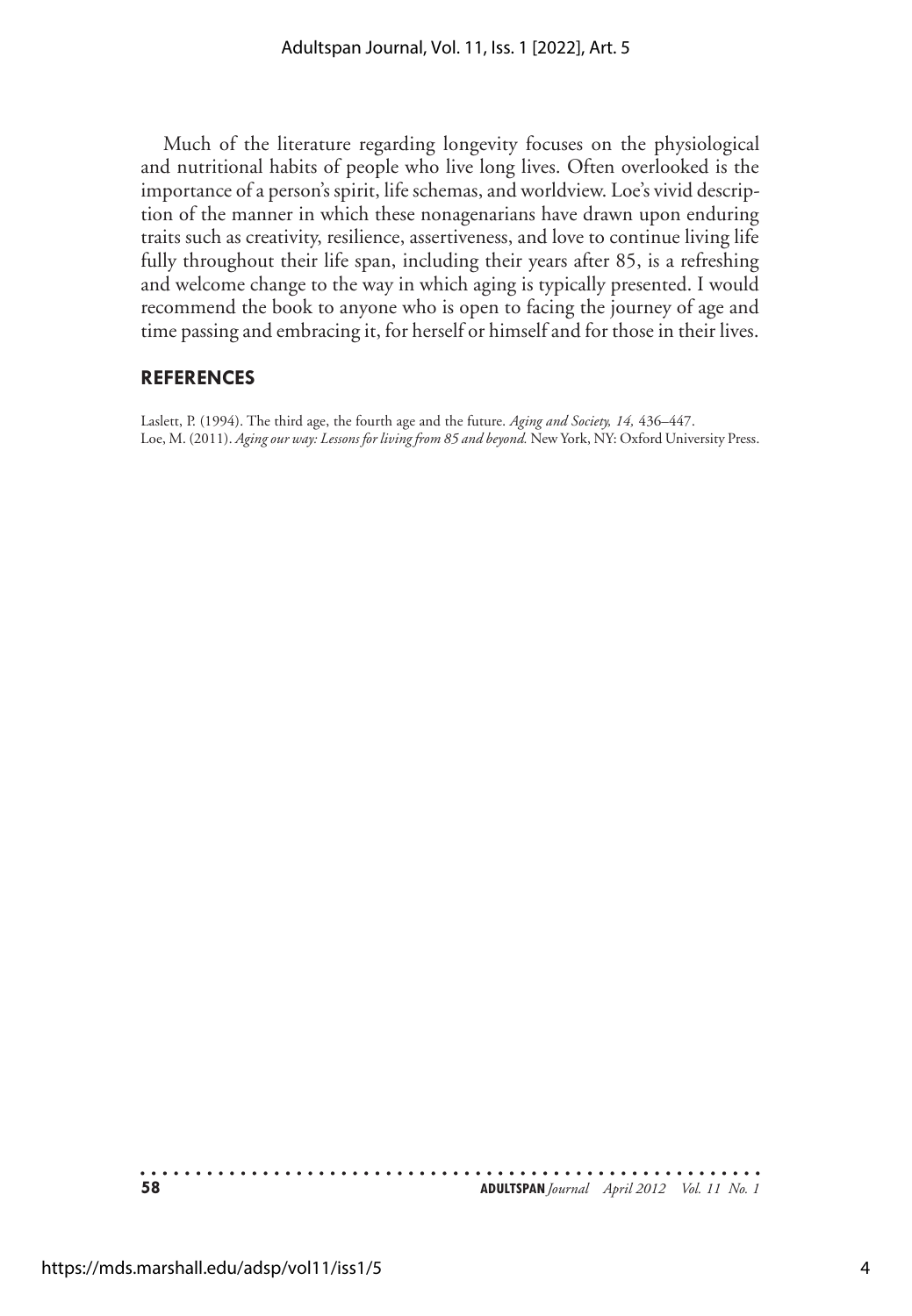Much of the literature regarding longevity focuses on the physiological and nutritional habits of people who live long lives. Often overlooked is the importance of a person's spirit, life schemas, and worldview. Loe's vivid description of the manner in which these nonagenarians have drawn upon enduring traits such as creativity, resilience, assertiveness, and love to continue living life fully throughout their life span, including their years after 85, is a refreshing and welcome change to the way in which aging is typically presented. I would recommend the book to anyone who is open to facing the journey of age and time passing and embracing it, for herself or himself and for those in their lives.

## REFERENCES

Laslett, P. (1994). The third age, the fourth age and the future. *Aging and Society, 14,* 436–447.

Loe, M. (2011). *Aging our way: Lessons for living from 85 and beyond.* New York, NY: Oxford University Press.